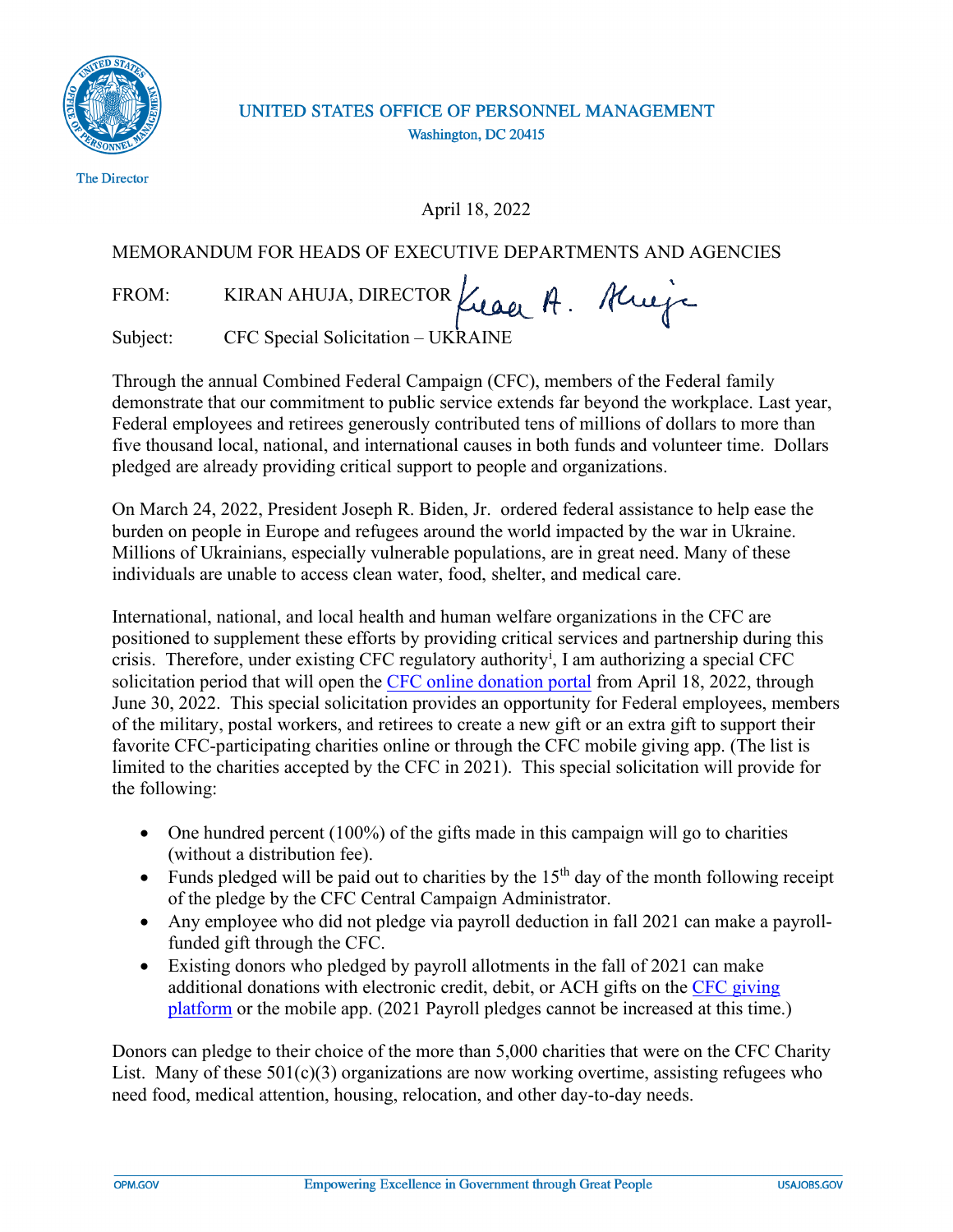UNITED STATES OFFICE OF PERSONNEL MANAGEMENT
Washington, DC 20415

The Director

April 18, 2022

MEMORANDUM FOR HEADS OF EXECUTIVE DEPARTMENTS AND AGENCIES

FROM: KIRAN AHUJA, DIRECTOR

Subject: CFC Special Solicitation – UKRAINE

Through the annual Combined Federal Campaign (CFC), members of the Federal family demonstrate that our commitment to public service extends far beyond the workplace. Last year, Federal employees and retirees generously contributed tens of millions of dollars to more than five thousand local, national, and international causes in both funds and volunteer time. Dollars pledged are already providing critical support to people and organizations.

On March 24, 2022, President Joseph R. Biden, Jr. ordered federal assistance to help ease the burden on people in Europe and refugees around the world impacted by the war in Ukraine. Millions of Ukrainians, especially vulnerable populations, are in great need. Many of these individuals are unable to access clean water, food, shelter, and medical care.

International, national, and local health and human welfare organizations in the CFC are positioned to supplement these efforts by providing critical services and partnership during this crisis. Therefore, under existing CFC regulatory authority[i], I am authorizing a special CFC solicitation period that will open the [CFC online donation portal] from April 18, 2022, through June 30, 2022. This special solicitation provides an opportunity for Federal employees, members of the military, postal workers, and retirees to create a new gift or an extra gift to support their favorite CFC-participating charities online or through the CFC mobile giving app. (The list is limited to the charities accepted by the CFC in 2021). This special solicitation will provide for the following:

- One hundred percent (100%) of the gifts made in this campaign will go to charities (without a distribution fee).
- Funds pledged will be paid out to charities by the 15th day of the month following receipt of the pledge by the CFC Central Campaign Administrator.
- Any employee who did not pledge via payroll deduction in fall 2021 can make a payroll-funded gift through the CFC.
- Existing donors who pledged by payroll allotments in the fall of 2021 can make additional donations with electronic credit, debit, or ACH gifts on the [CFC giving platform] or the mobile app. (2021 Payroll pledges cannot be increased at this time.)

Donors can pledge to their choice of the more than 5,000 charities that were on the CFC Charity List. Many of these 501(c)(3) organizations are now working overtime, assisting refugees who need food, medical attention, housing, relocation, and other day-to-day needs.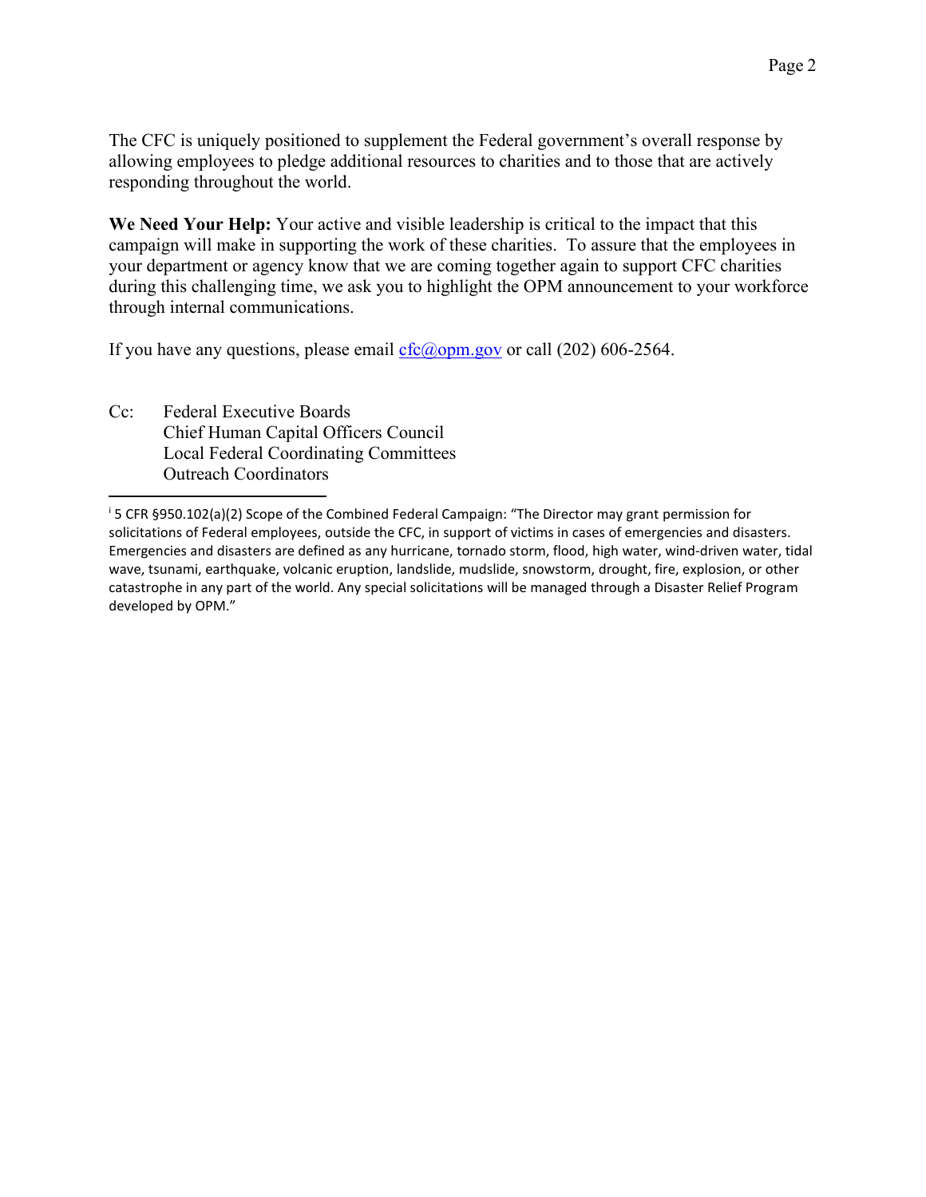The CFC is uniquely positioned to supplement the Federal government's overall response by allowing employees to pledge additional resources to charities and to those that are actively responding throughout the world.

**We Need Your Help:** Your active and visible leadership is critical to the impact that this campaign will make in supporting the work of these charities. To assure that the employees in your department or agency know that we are coming together again to support CFC charities during this challenging time, we ask you to highlight the OPM announcement to your workforce through internal communications.

If you have any questions, please email cfc@opm.gov or call (202) 606-2564.

Cc: Federal Executive Boards
Chief Human Capital Officers Council
Local Federal Coordinating Committees
Outreach Coordinators

---

[i] 5 CFR §950.102(a)(2) Scope of the Combined Federal Campaign: "The Director may grant permission for solicitations of Federal employees, outside the CFC, in support of victims in cases of emergencies and disasters. Emergencies and disasters are defined as any hurricane, tornado storm, flood, high water, wind-driven water, tidal wave, tsunami, earthquake, volcanic eruption, landslide, mudslide, snowstorm, drought, fire, explosion, or other catastrophe in any part of the world. Any special solicitations will be managed through a Disaster Relief Program developed by OPM."